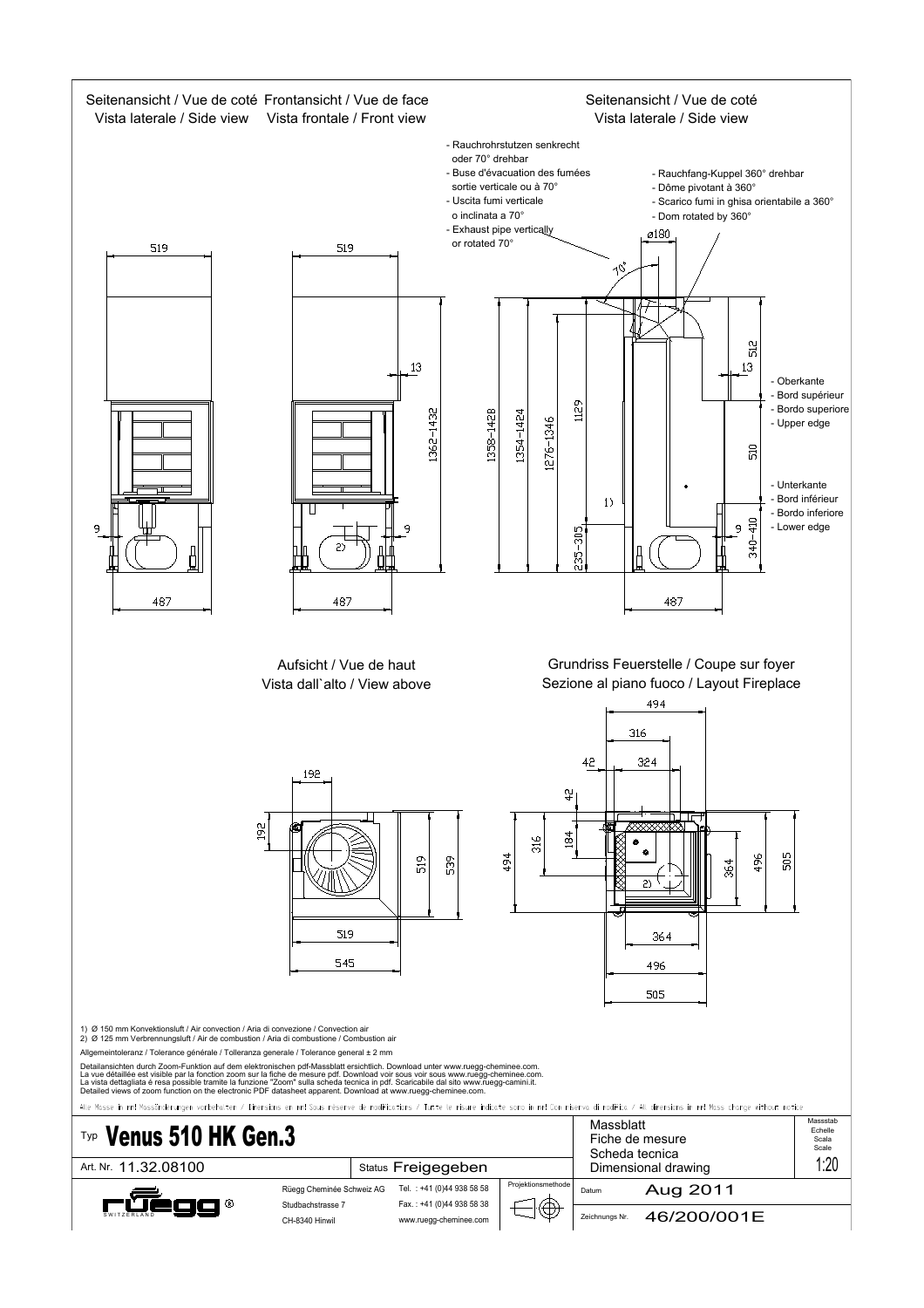Seitenansicht / Vue de coté
Vista laterale / Side view

Frontansicht / Vue de face
Vista frontale / Front view

Seitenansicht / Vue de coté
Vista laterale / Side view

- Rauchrohrstutzen senkrecht oder 70° drehbar
- Buse d'évacuation des fumées sortie verticale ou à 70°
- Uscita fumi verticale o inclinata a 70°
- Exhaust pipe vertically or rotated 70°

- Rauchfang-Kuppel 360° drehbar
- Dôme pivotant à 360°
- Scarico fumi in ghisa orientabile a 360°
- Dom rotated by 360°

- Oberkante
- Bord supérieur
- Bordo superiore
- Upper edge

- Unterkante
- Bord inférieur
- Bordo inferiore
- Lower edge

519
519
13
1362-1432
9
9
487
487
ø180
70°
512
13
1358-1428
1354-1424
1276-1346
1129
510
1)
235-305
9
340-410
487
2)

Aufsicht / Vue de haut
Vista dall`alto / View above

192
192
519
539
519
545

Grundriss Feuerstelle / Coupe sur foyer
Sezione al piano fuoco / Layout Fireplace

494
316
42
324
42
494
316
184
364
496
505
2)
364
496
505

1) Ø 150 mm Konvektionsluft / Air convection / Aria di convezione / Convection air
2) Ø 125 mm Verbrennungsluft / Air de combustion / Aria di combustione / Combustion air

Allgemeintoleranz / Tolerance générale / Tolleranza generale / Tolerance general ± 2 mm

Detailansichten durch Zoom-Funktion auf dem elektronischen pdf-Massblatt ersichtlich. Download unter www.ruegg-cheminee.com.
La vue détaillée est visible par la fonction zoom sur la fiche de mesure pdf. Download voir sous voir sous www.ruegg-cheminee.com.
La vista dettagliata é resa possibile tramite la funzione "Zoom" sulla scheda tecnica in pdf. Scaricabile dal sito www.ruegg-camini.it.
Detailed views of zoom function on the electronic PDF datasheet apparent. Download at www.ruegg-cheminee.com.

Alle Masse in mm! Massänderungen vorbehalten / Dimensions en mm! Sous réserve de modifications / Tutte le misure indicate sono in mm! Con riserva di modifica / All dimensions in mm! Mass change without notice

| | | | |
|---|---|---|---|
| Typ **Venus 510 HK Gen.3** | | Massblatt / Fiche de mesure / Scheda tecnica / Dimensional drawing | Massstab / Echelle / Scala / Scale: 1:20 |
| Art. Nr. 11.32.08100 | Status Freigegeben | | |
| rüegg SWITZERLAND | Rüegg Cheminée Schweiz AG, Studbachstrasse 7, CH-8340 Hinwil — Tel. : +41 (0)44 938 58 58, Fax. : +41 (0)44 938 58 38, www.ruegg-cheminee.com — Projektionsmethode | Datum: Aug 2011 | Zeichnungs Nr. 46/200/001E |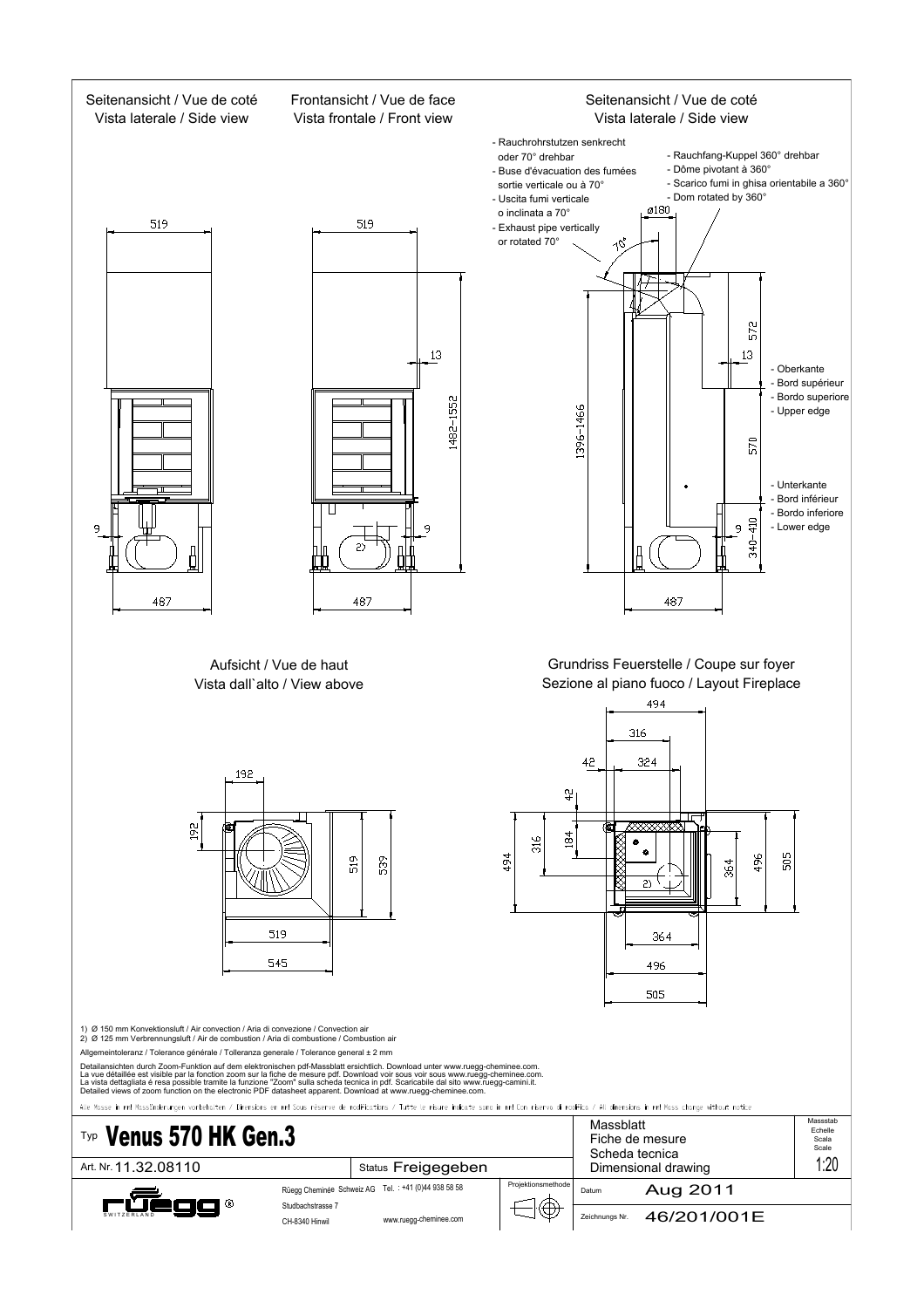Seitenansicht / Vue de coté
Vista laterale / Side view

Frontansicht / Vue de face
Vista frontale / Front view

Seitenansicht / Vue de coté
Vista laterale / Side view

- Rauchrohrstutzen senkrecht oder 70° drehbar
- Buse d'évacuation des fumées sortie verticale ou à 70°
- Uscita fumi verticale o inclinata a 70°
- Exhaust pipe vertically or rotated 70°

- Rauchfang-Kuppel 360° drehbar
- Dôme pivotant à 360°
- Scarico fumi in ghisa orientabile a 360°
- Dom rotated by 360°

ø180

70°

519

519

13

1482–1552

1396–1466

572

13

- Oberkante
- Bord supérieur
- Bordo superiore
- Upper edge

570

- Unterkante
- Bord inférieur
- Bordo inferiore
- Lower edge

9

9

9

340–410

2)

487

487

487

Aufsicht / Vue de haut
Vista dall`alto / View above

192

192

519

539

519

545

Grundriss Feuerstelle / Coupe sur foyer
Sezione al piano fuoco / Layout Fireplace

494

316

42

324

42

494

316

184

2)

364

496

505

364

496

505

1) Ø 150 mm Konvektionsluft / Air convection / Aria di convezione / Convection air
2) Ø 125 mm Verbrennungsluft / Air de combustion / Aria di combustione / Combustion air

Allgemeintoleranz / Tolerance générale / Tolleranza generale / Tolerance general ± 2 mm

Detailansichten durch Zoom-Funktion auf dem elektronischen pdf-Massblatt ersichtlich. Download unter www.ruegg-cheminee.com.
La vue détaillée est visible par la fonction zoom sur la fiche de mesure pdf. Download voir sous voir sous www.ruegg-cheminee.com.
La vista dettagliata è resa possible tramite la funzione "Zoom" sulla scheda tecnica in pdf. Scaricabile dal sito www.ruegg-camini.it.
Detailed views of zoom function on the electronic PDF datasheet apparent. Download at www.ruegg-cheminee.com.

Alle Masse in mm Massänderungen vorbehalten / Dimensions en mm Sous réserve de modifications / Tutte le misure indicate sono in mm Con riserva di modifica / All dimensions in mm Mass change without notice

| | | | |
|---|---|---|---|
| Typ **Venus 570 HK Gen.3** | | Massblatt / Fiche de mesure / Scheda tecnica / Dimensional drawing | Massstab / Echelle / Scala / Scale 1:20 |
| Art. Nr. 11.32.08110 | Status Freigegeben | | |
| rüegg® SWITZERLAND | Rüegg Cheminée Schweiz AG, Studbachstrasse 7, CH-8340 Hinwil, Tel.: +41 (0)44 938 58 58, www.ruegg-cheminee.com | Projektionsmethode | Datum Aug 2011 |
| | | | Zeichnungs Nr. 46/201/001E |